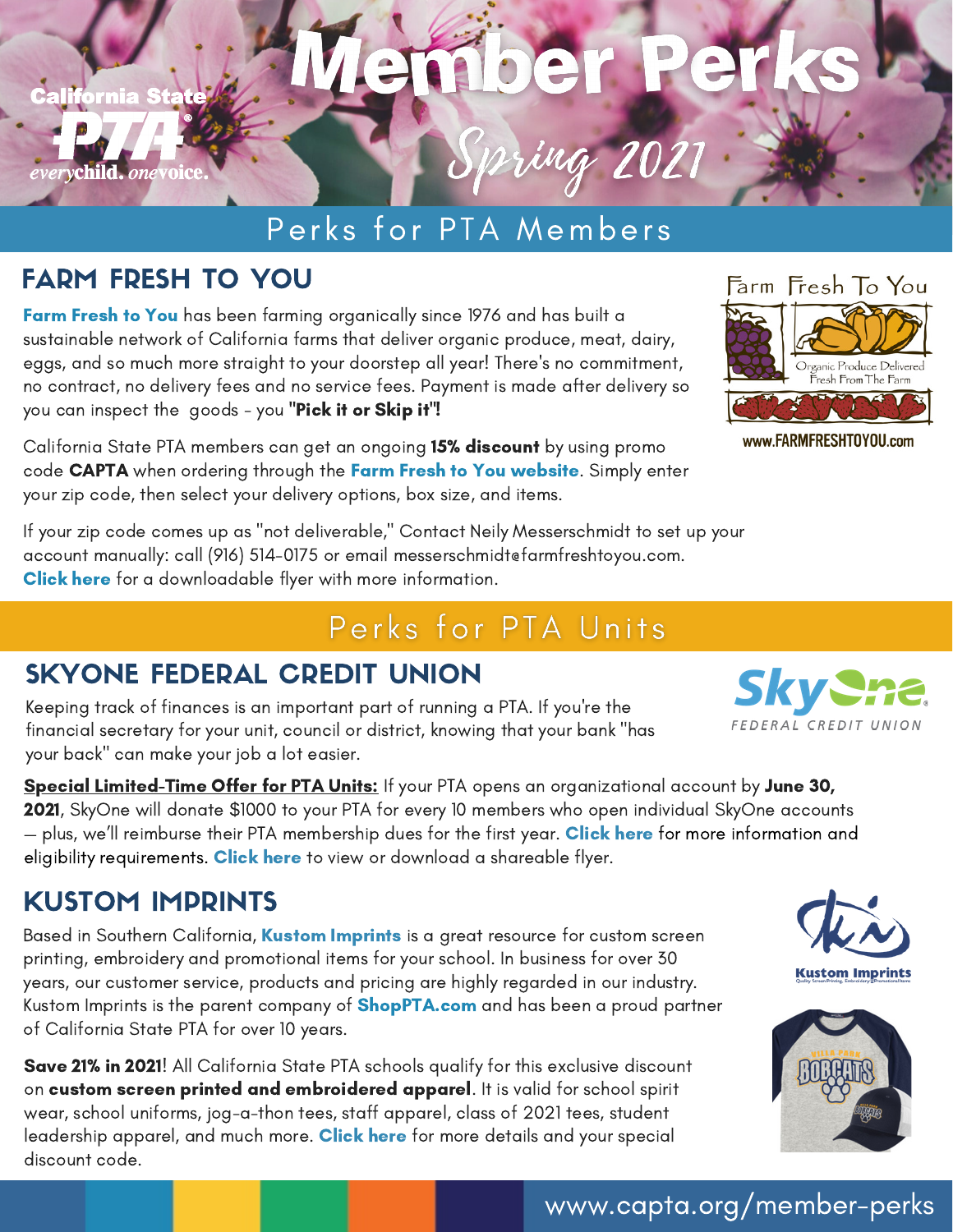California State PTA
everychild. onevoice.

# Member Perks

Spring 2021

## Perks for PTA Members

### FARM FRESH TO YOU

**Farm Fresh to You** has been farming organically since 1976 and has built a sustainable network of California farms that deliver organic produce, meat, dairy, eggs, and so much more straight to your doorstep all year! There's no commitment, no contract, no delivery fees and no service fees. Payment is made after delivery so you can inspect the goods - you **"Pick it or Skip it"!**

California State PTA members can get an ongoing **15% discount** by using promo code **CAPTA** when ordering through the **Farm Fresh to You website**. Simply enter your zip code, then select your delivery options, box size, and items.

If your zip code comes up as "not deliverable," Contact Neily Messerschmidt to set up your account manually: call (916) 514-0175 or email messerschmidt@farmfreshtoyou.com. **Click here** for a downloadable flyer with more information.

Farm Fresh To You
Organic Produce Delivered Fresh From The Farm
www.FARMFRESHTOYOU.com

## Perks for PTA Units

### SKYONE FEDERAL CREDIT UNION

Keeping track of finances is an important part of running a PTA. If you're the financial secretary for your unit, council or district, knowing that your bank "has your back" can make your job a lot easier.

**Special Limited-Time Offer for PTA Units:** If your PTA opens an organizational account by **June 30, 2021**, SkyOne will donate $1000 to your PTA for every 10 members who open individual SkyOne accounts — plus, we'll reimburse their PTA membership dues for the first year. **Click here** for more information and eligibility requirements. **Click here** to view or download a shareable flyer.

SkyOne FEDERAL CREDIT UNION

### KUSTOM IMPRINTS

Based in Southern California, **Kustom Imprints** is a great resource for custom screen printing, embroidery and promotional items for your school. In business for over 30 years, our customer service, products and pricing are highly regarded in our industry. Kustom Imprints is the parent company of **ShopPTA.com** and has been a proud partner of California State PTA for over 10 years.

**Save 21% in 2021**! All California State PTA schools qualify for this exclusive discount on **custom screen printed and embroidered apparel**. It is valid for school spirit wear, school uniforms, jog-a-thon tees, staff apparel, class of 2021 tees, student leadership apparel, and much more. **Click here** for more details and your special discount code.

Kustom Imprints

www.capta.org/member-perks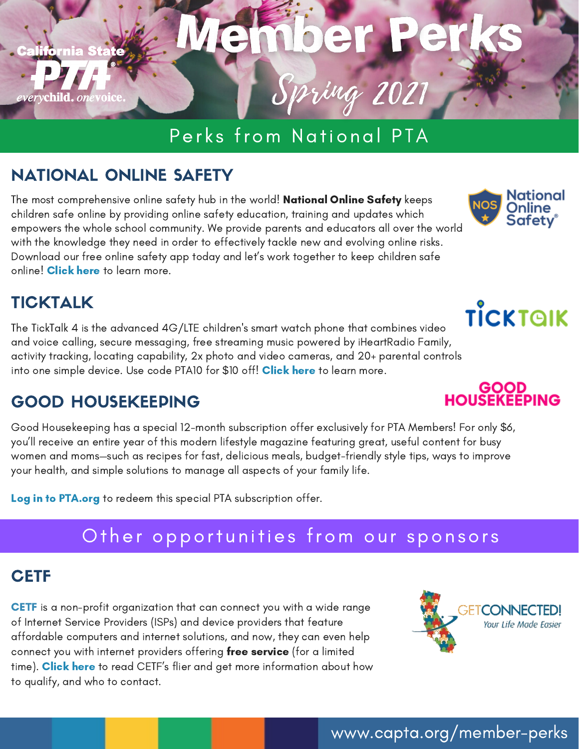California State PTA everychild. onevoice.

# Member Perks

Spring 2021

## Perks from National PTA

### NATIONAL ONLINE SAFETY

The most comprehensive online safety hub in the world! **National Online Safety** keeps children safe online by providing online safety education, training and updates which empowers the whole school community. We provide parents and educators all over the world with the knowledge they need in order to effectively tackle new and evolving online risks. Download our free online safety app today and let's work together to keep children safe online! **Click here** to learn more.

### TICKTALK

The TickTalk 4 is the advanced 4G/LTE children's smart watch phone that combines video and voice calling, secure messaging, free streaming music powered by iHeartRadio Family, activity tracking, locating capability, 2x photo and video cameras, and 20+ parental controls into one simple device. Use code PTA10 for $10 off! **Click here** to learn more.

### GOOD HOUSEKEEPING

Good Housekeeping has a special 12-month subscription offer exclusively for PTA Members! For only $6, you'll receive an entire year of this modern lifestyle magazine featuring great, useful content for busy women and moms—such as recipes for fast, delicious meals, budget-friendly style tips, ways to improve your health, and simple solutions to manage all aspects of your family life.

**Log in to PTA.org** to redeem this special PTA subscription offer.

## Other opportunities from our sponsors

### CETF

**CETF** is a non-profit organization that can connect you with a wide range of Internet Service Providers (ISPs) and device providers that feature affordable computers and internet solutions, and now, they can even help connect you with internet providers offering **free service** (for a limited time). **Click here** to read CETF's flier and get more information about how to qualify, and who to contact.

GET CONNECTED! Your Life Made Easier

www.capta.org/member-perks